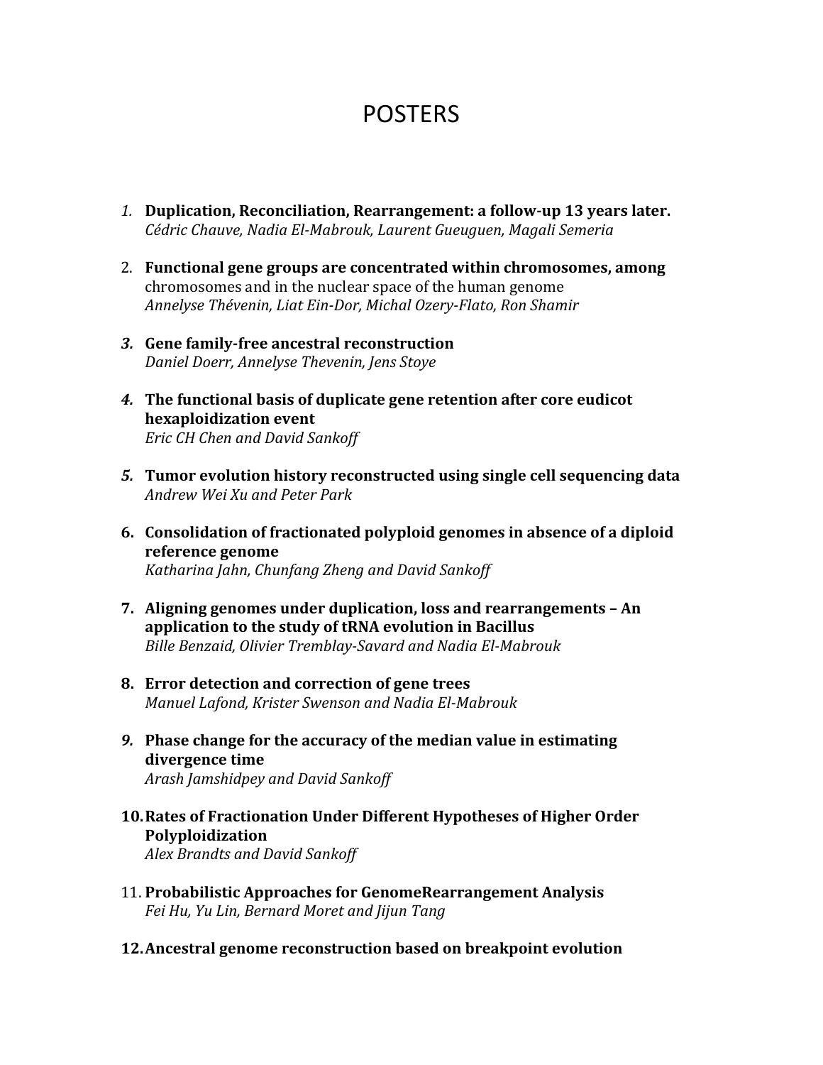# POSTERS

1. **Duplication, Reconciliation, Rearrangement: a follow-up 13 years later.**
   *Cédric Chauve, Nadia El-Mabrouk, Laurent Gueuguen, Magali Semeria*

2. **Functional gene groups are concentrated within chromosomes, among** chromosomes and in the nuclear space of the human genome
   *Annelyse Thévenin, Liat Ein-Dor, Michal Ozery-Flato, Ron Shamir*

3. **Gene family-free ancestral reconstruction**
   *Daniel Doerr, Annelyse Thevenin, Jens Stoye*

4. **The functional basis of duplicate gene retention after core eudicot hexaploidization event**
   *Eric CH Chen and David Sankoff*

5. **Tumor evolution history reconstructed using single cell sequencing data**
   *Andrew Wei Xu and Peter Park*

6. **Consolidation of fractionated polyploid genomes in absence of a diploid reference genome**
   *Katharina Jahn, Chunfang Zheng and David Sankoff*

7. **Aligning genomes under duplication, loss and rearrangements – An application to the study of tRNA evolution in Bacillus**
   *Bille Benzaid, Olivier Tremblay-Savard and Nadia El-Mabrouk*

8. **Error detection and correction of gene trees**
   *Manuel Lafond, Krister Swenson and Nadia El-Mabrouk*

9. **Phase change for the accuracy of the median value in estimating divergence time**
   *Arash Jamshidpey and David Sankoff*

10. **Rates of Fractionation Under Different Hypotheses of Higher Order Polyploidization**
    *Alex Brandts and David Sankoff*

11. **Probabilistic Approaches for GenomeRearrangement Analysis**
    *Fei Hu, Yu Lin, Bernard Moret and Jijun Tang*

12. **Ancestral genome reconstruction based on breakpoint evolution**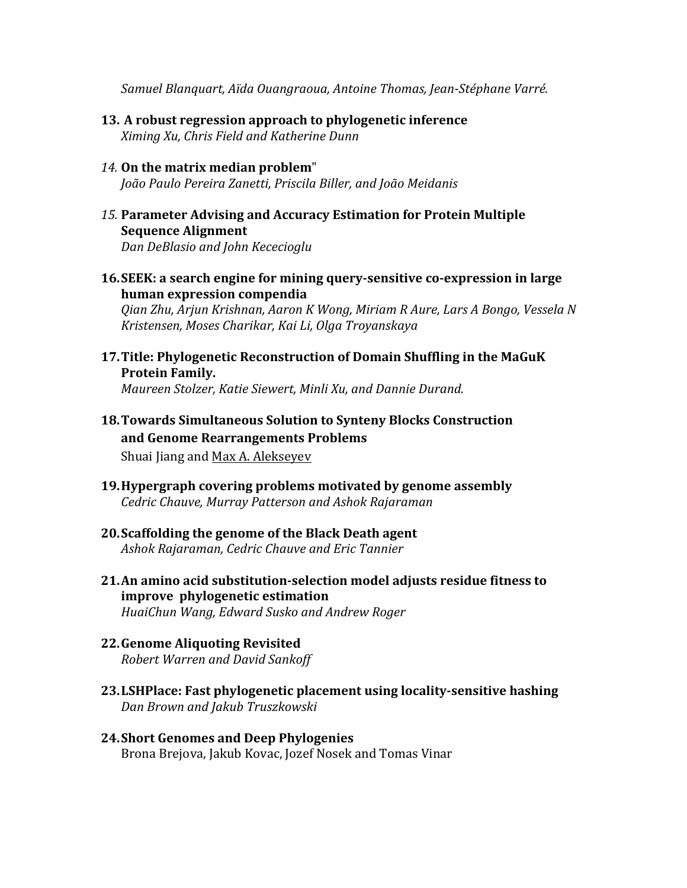*Samuel Blanquart, Aïda Ouangraoua, Antoine Thomas, Jean-Stéphane Varré.*

13. **A robust regression approach to phylogenetic inference**
    *Ximing Xu, Chris Field and Katherine Dunn*

14. **On the matrix median problem"**
    *João Paulo Pereira Zanetti, Priscila Biller, and João Meidanis*

15. **Parameter Advising and Accuracy Estimation for Protein Multiple Sequence Alignment**
    *Dan DeBlasio and John Kececioglu*

16. **SEEK: a search engine for mining query-sensitive co-expression in large human expression compendia**
    *Qian Zhu, Arjun Krishnan, Aaron K Wong, Miriam R Aure, Lars A Bongo, Vessela N Kristensen, Moses Charikar, Kai Li, Olga Troyanskaya*

17. **Title: Phylogenetic Reconstruction of Domain Shuffling in the MaGuK Protein Family.**
    *Maureen Stolzer, Katie Siewert, Minli Xu, and Dannie Durand.*

18. **Towards Simultaneous Solution to Synteny Blocks Construction and Genome Rearrangements Problems**
    Shuai Jiang and Max A. Alekseyev

19. **Hypergraph covering problems motivated by genome assembly**
    *Cedric Chauve, Murray Patterson and Ashok Rajaraman*

20. **Scaffolding the genome of the Black Death agent**
    *Ashok Rajaraman, Cedric Chauve and Eric Tannier*

21. **An amino acid substitution-selection model adjusts residue fitness to improve phylogenetic estimation**
    *HuaiChun Wang, Edward Susko and Andrew Roger*

22. **Genome Aliquoting Revisited**
    *Robert Warren and David Sankoff*

23. **LSHPlace: Fast phylogenetic placement using locality-sensitive hashing**
    *Dan Brown and Jakub Truszkowski*

24. **Short Genomes and Deep Phylogenies**
    Brona Brejova, Jakub Kovac, Jozef Nosek and Tomas Vinar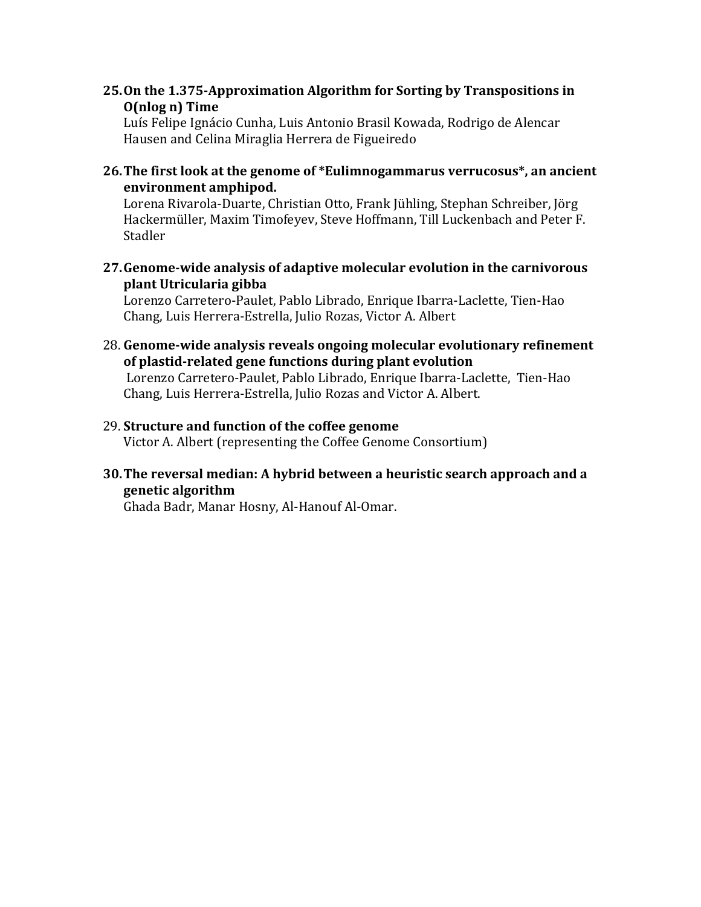25. **On the 1.375-Approximation Algorithm for Sorting by Transpositions in O(nlog n) Time**
    Luís Felipe Ignácio Cunha, Luis Antonio Brasil Kowada, Rodrigo de Alencar Hausen and Celina Miraglia Herrera de Figueiredo

26. **The first look at the genome of *Eulimnogammarus verrucosus*, an ancient environment amphipod.**
    Lorena Rivarola-Duarte, Christian Otto, Frank Jühling, Stephan Schreiber, Jörg Hackermüller, Maxim Timofeyev, Steve Hoffmann, Till Luckenbach and Peter F. Stadler

27. **Genome-wide analysis of adaptive molecular evolution in the carnivorous plant Utricularia gibba**
    Lorenzo Carretero-Paulet, Pablo Librado, Enrique Ibarra-Laclette, Tien-Hao Chang, Luis Herrera-Estrella, Julio Rozas, Victor A. Albert

28. **Genome-wide analysis reveals ongoing molecular evolutionary refinement of plastid-related gene functions during plant evolution**
    Lorenzo Carretero-Paulet, Pablo Librado, Enrique Ibarra-Laclette, Tien-Hao Chang, Luis Herrera-Estrella, Julio Rozas and Victor A. Albert.

29. **Structure and function of the coffee genome**
    Victor A. Albert (representing the Coffee Genome Consortium)

30. **The reversal median: A hybrid between a heuristic search approach and a genetic algorithm**
    Ghada Badr, Manar Hosny, Al-Hanouf Al-Omar.